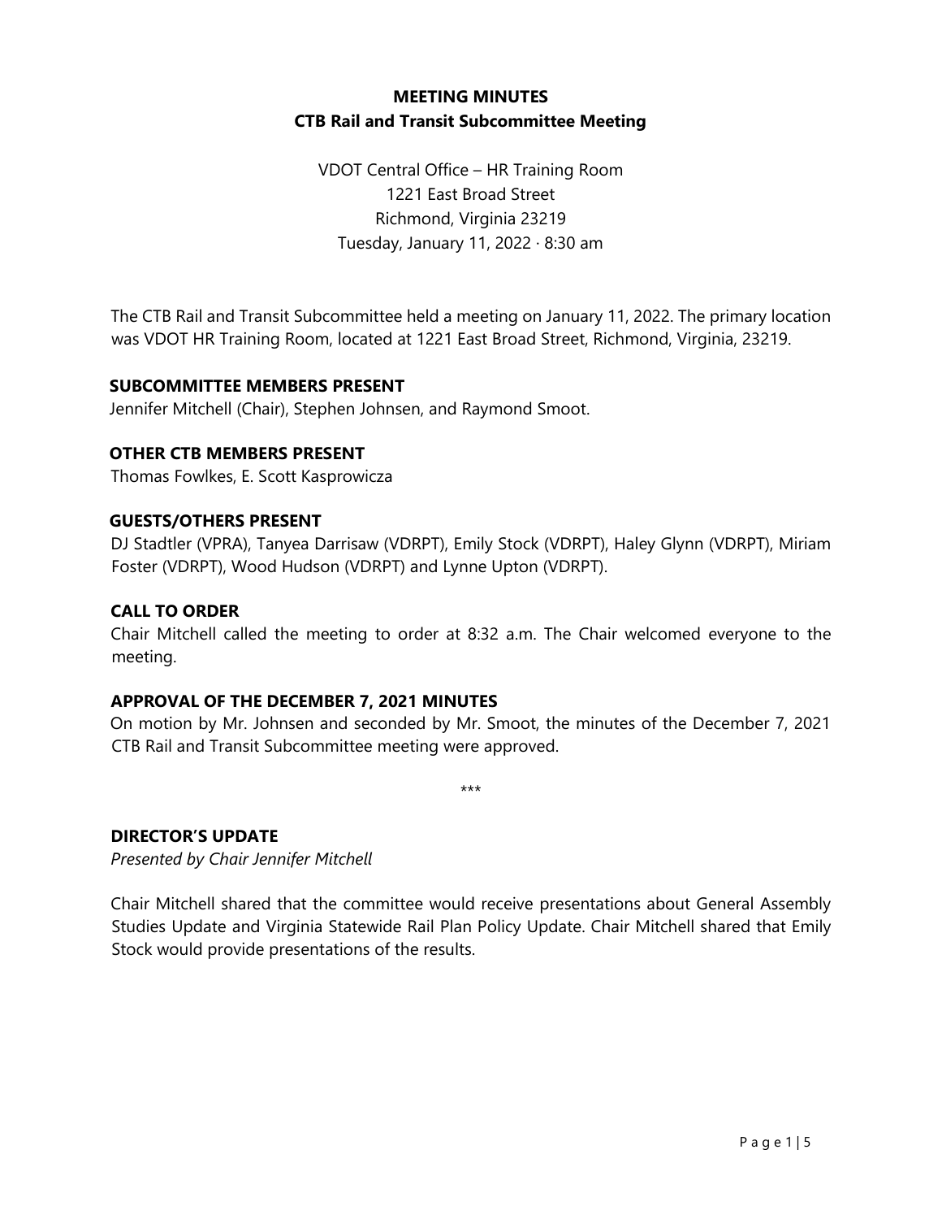**MEETING MINUTES**
**CTB Rail and Transit Subcommittee Meeting**

VDOT Central Office – HR Training Room
1221 East Broad Street
Richmond, Virginia 23219
Tuesday, January 11, 2022 · 8:30 am

The CTB Rail and Transit Subcommittee held a meeting on January 11, 2022. The primary location was VDOT HR Training Room, located at 1221 East Broad Street, Richmond, Virginia, 23219.

**SUBCOMMITTEE MEMBERS PRESENT**

Jennifer Mitchell (Chair), Stephen Johnsen, and Raymond Smoot.

**OTHER CTB MEMBERS PRESENT**

Thomas Fowlkes, E. Scott Kasprowicza

**GUESTS/OTHERS PRESENT**

DJ Stadtler (VPRA), Tanyea Darrisaw (VDRPT), Emily Stock (VDRPT), Haley Glynn (VDRPT), Miriam Foster (VDRPT), Wood Hudson (VDRPT) and Lynne Upton (VDRPT).

**CALL TO ORDER**

Chair Mitchell called the meeting to order at 8:32 a.m. The Chair welcomed everyone to the meeting.

**APPROVAL OF THE DECEMBER 7, 2021 MINUTES**

On motion by Mr. Johnsen and seconded by Mr. Smoot, the minutes of the December 7, 2021 CTB Rail and Transit Subcommittee meeting were approved.

***

**DIRECTOR'S UPDATE**

*Presented by Chair Jennifer Mitchell*

Chair Mitchell shared that the committee would receive presentations about General Assembly Studies Update and Virginia Statewide Rail Plan Policy Update. Chair Mitchell shared that Emily Stock would provide presentations of the results.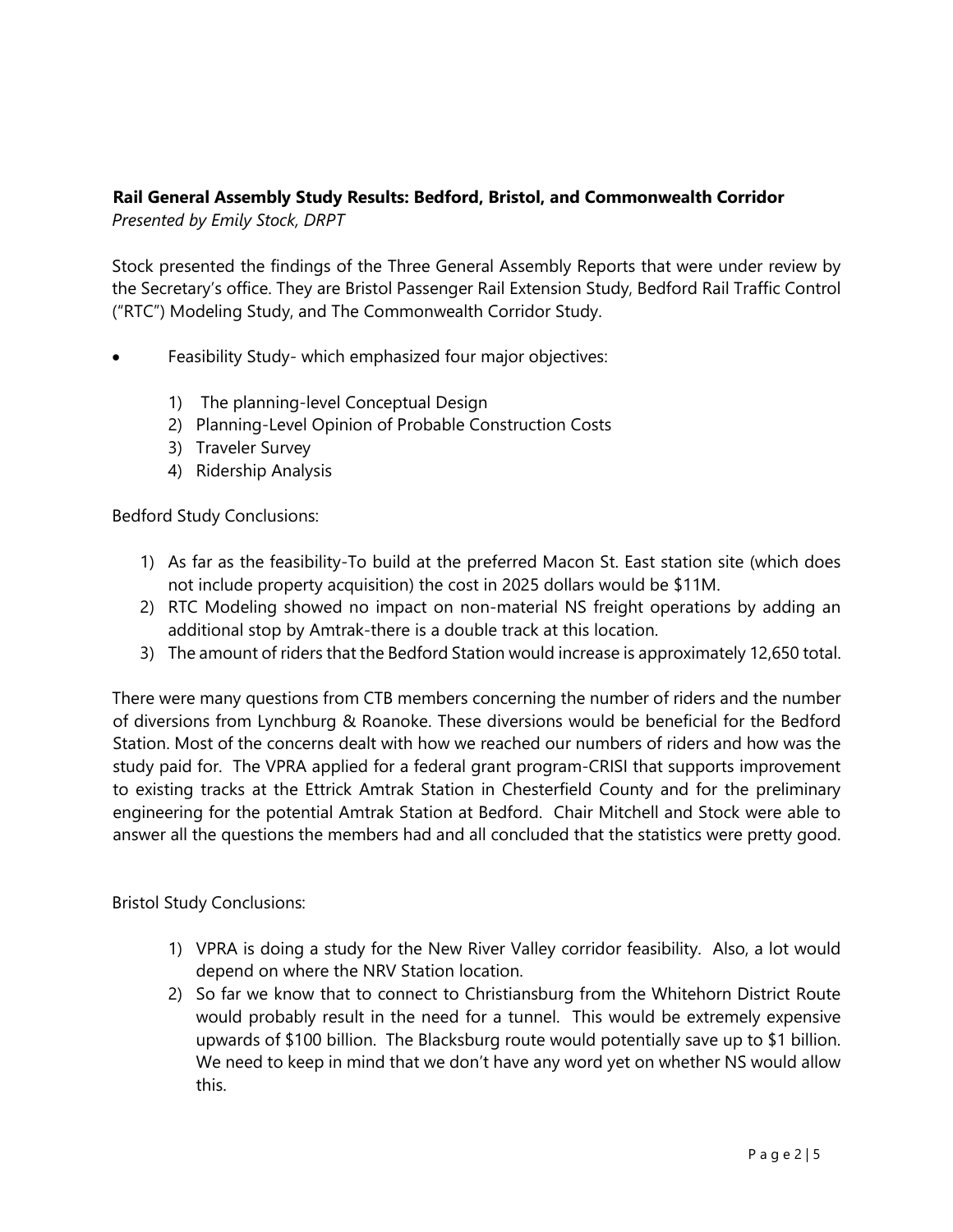**Rail General Assembly Study Results: Bedford, Bristol, and Commonwealth Corridor**

*Presented by Emily Stock, DRPT*

Stock presented the findings of the Three General Assembly Reports that were under review by the Secretary's office. They are Bristol Passenger Rail Extension Study, Bedford Rail Traffic Control ("RTC") Modeling Study, and The Commonwealth Corridor Study.

- Feasibility Study- which emphasized four major objectives:

  1) The planning-level Conceptual Design
  2) Planning-Level Opinion of Probable Construction Costs
  3) Traveler Survey
  4) Ridership Analysis

Bedford Study Conclusions:

1) As far as the feasibility-To build at the preferred Macon St. East station site (which does not include property acquisition) the cost in 2025 dollars would be $11M.
2) RTC Modeling showed no impact on non-material NS freight operations by adding an additional stop by Amtrak-there is a double track at this location.
3) The amount of riders that the Bedford Station would increase is approximately 12,650 total.

There were many questions from CTB members concerning the number of riders and the number of diversions from Lynchburg & Roanoke. These diversions would be beneficial for the Bedford Station. Most of the concerns dealt with how we reached our numbers of riders and how was the study paid for. The VPRA applied for a federal grant program-CRISI that supports improvement to existing tracks at the Ettrick Amtrak Station in Chesterfield County and for the preliminary engineering for the potential Amtrak Station at Bedford. Chair Mitchell and Stock were able to answer all the questions the members had and all concluded that the statistics were pretty good.

Bristol Study Conclusions:

1) VPRA is doing a study for the New River Valley corridor feasibility. Also, a lot would depend on where the NRV Station location.
2) So far we know that to connect to Christiansburg from the Whitehorn District Route would probably result in the need for a tunnel. This would be extremely expensive upwards of $100 billion. The Blacksburg route would potentially save up to $1 billion. We need to keep in mind that we don't have any word yet on whether NS would allow this.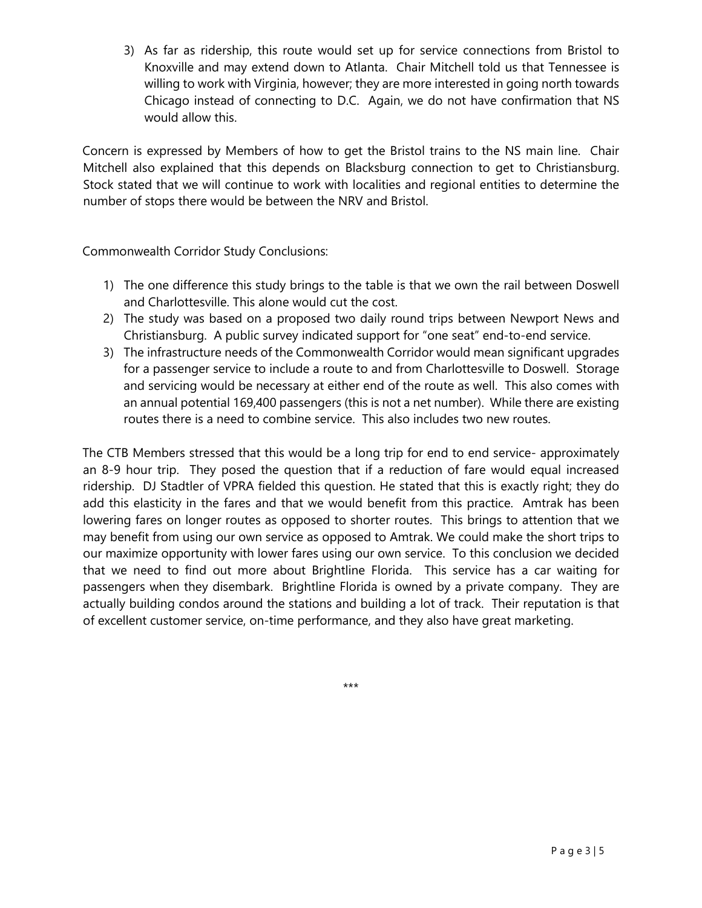3) As far as ridership, this route would set up for service connections from Bristol to Knoxville and may extend down to Atlanta. Chair Mitchell told us that Tennessee is willing to work with Virginia, however; they are more interested in going north towards Chicago instead of connecting to D.C. Again, we do not have confirmation that NS would allow this.

Concern is expressed by Members of how to get the Bristol trains to the NS main line. Chair Mitchell also explained that this depends on Blacksburg connection to get to Christiansburg. Stock stated that we will continue to work with localities and regional entities to determine the number of stops there would be between the NRV and Bristol.

Commonwealth Corridor Study Conclusions:

1) The one difference this study brings to the table is that we own the rail between Doswell and Charlottesville. This alone would cut the cost.
2) The study was based on a proposed two daily round trips between Newport News and Christiansburg. A public survey indicated support for "one seat" end-to-end service.
3) The infrastructure needs of the Commonwealth Corridor would mean significant upgrades for a passenger service to include a route to and from Charlottesville to Doswell. Storage and servicing would be necessary at either end of the route as well. This also comes with an annual potential 169,400 passengers (this is not a net number). While there are existing routes there is a need to combine service. This also includes two new routes.

The CTB Members stressed that this would be a long trip for end to end service- approximately an 8-9 hour trip. They posed the question that if a reduction of fare would equal increased ridership. DJ Stadtler of VPRA fielded this question. He stated that this is exactly right; they do add this elasticity in the fares and that we would benefit from this practice. Amtrak has been lowering fares on longer routes as opposed to shorter routes. This brings to attention that we may benefit from using our own service as opposed to Amtrak. We could make the short trips to our maximize opportunity with lower fares using our own service. To this conclusion we decided that we need to find out more about Brightline Florida. This service has a car waiting for passengers when they disembark. Brightline Florida is owned by a private company. They are actually building condos around the stations and building a lot of track. Their reputation is that of excellent customer service, on-time performance, and they also have great marketing.

***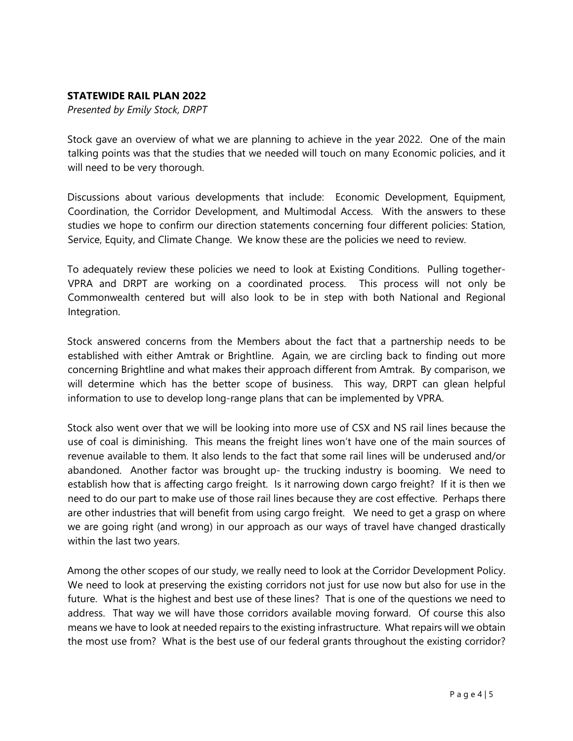**STATEWIDE RAIL PLAN 2022**

*Presented by Emily Stock, DRPT*

Stock gave an overview of what we are planning to achieve in the year 2022. One of the main talking points was that the studies that we needed will touch on many Economic policies, and it will need to be very thorough.

Discussions about various developments that include: Economic Development, Equipment, Coordination, the Corridor Development, and Multimodal Access. With the answers to these studies we hope to confirm our direction statements concerning four different policies: Station, Service, Equity, and Climate Change. We know these are the policies we need to review.

To adequately review these policies we need to look at Existing Conditions. Pulling together- VPRA and DRPT are working on a coordinated process. This process will not only be Commonwealth centered but will also look to be in step with both National and Regional Integration.

Stock answered concerns from the Members about the fact that a partnership needs to be established with either Amtrak or Brightline. Again, we are circling back to finding out more concerning Brightline and what makes their approach different from Amtrak. By comparison, we will determine which has the better scope of business. This way, DRPT can glean helpful information to use to develop long-range plans that can be implemented by VPRA.

Stock also went over that we will be looking into more use of CSX and NS rail lines because the use of coal is diminishing. This means the freight lines won't have one of the main sources of revenue available to them. It also lends to the fact that some rail lines will be underused and/or abandoned. Another factor was brought up- the trucking industry is booming. We need to establish how that is affecting cargo freight. Is it narrowing down cargo freight? If it is then we need to do our part to make use of those rail lines because they are cost effective. Perhaps there are other industries that will benefit from using cargo freight. We need to get a grasp on where we are going right (and wrong) in our approach as our ways of travel have changed drastically within the last two years.

Among the other scopes of our study, we really need to look at the Corridor Development Policy. We need to look at preserving the existing corridors not just for use now but also for use in the future. What is the highest and best use of these lines? That is one of the questions we need to address. That way we will have those corridors available moving forward. Of course this also means we have to look at needed repairs to the existing infrastructure. What repairs will we obtain the most use from? What is the best use of our federal grants throughout the existing corridor?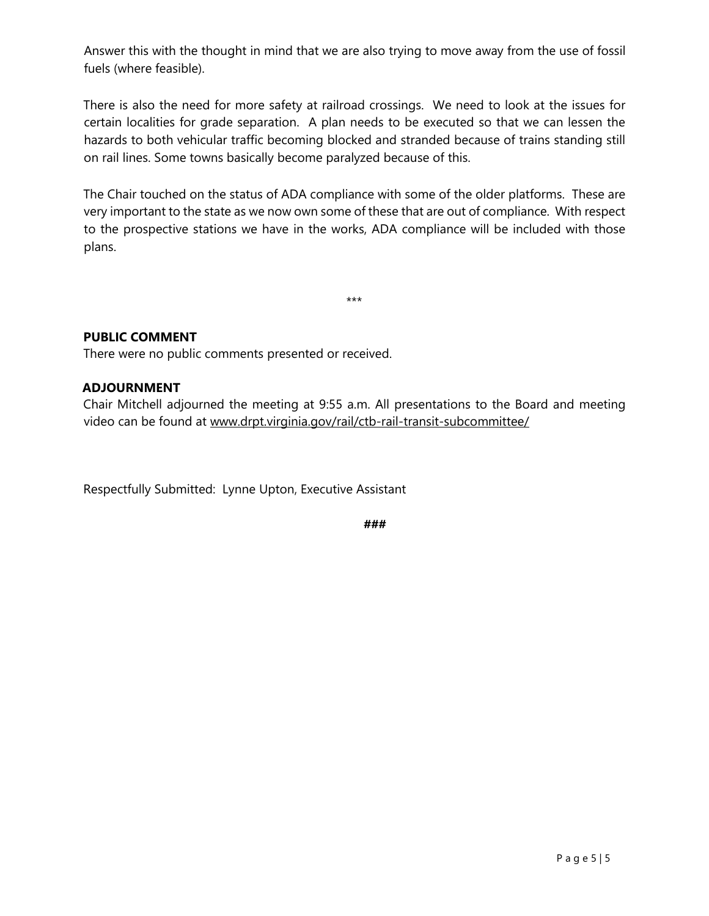Answer this with the thought in mind that we are also trying to move away from the use of fossil fuels (where feasible).

There is also the need for more safety at railroad crossings. We need to look at the issues for certain localities for grade separation. A plan needs to be executed so that we can lessen the hazards to both vehicular traffic becoming blocked and stranded because of trains standing still on rail lines. Some towns basically become paralyzed because of this.

The Chair touched on the status of ADA compliance with some of the older platforms. These are very important to the state as we now own some of these that are out of compliance. With respect to the prospective stations we have in the works, ADA compliance will be included with those plans.

\*\*\*

**PUBLIC COMMENT**

There were no public comments presented or received.

**ADJOURNMENT**

Chair Mitchell adjourned the meeting at 9:55 a.m. All presentations to the Board and meeting video can be found at www.drpt.virginia.gov/rail/ctb-rail-transit-subcommittee/

Respectfully Submitted: Lynne Upton, Executive Assistant

**###**